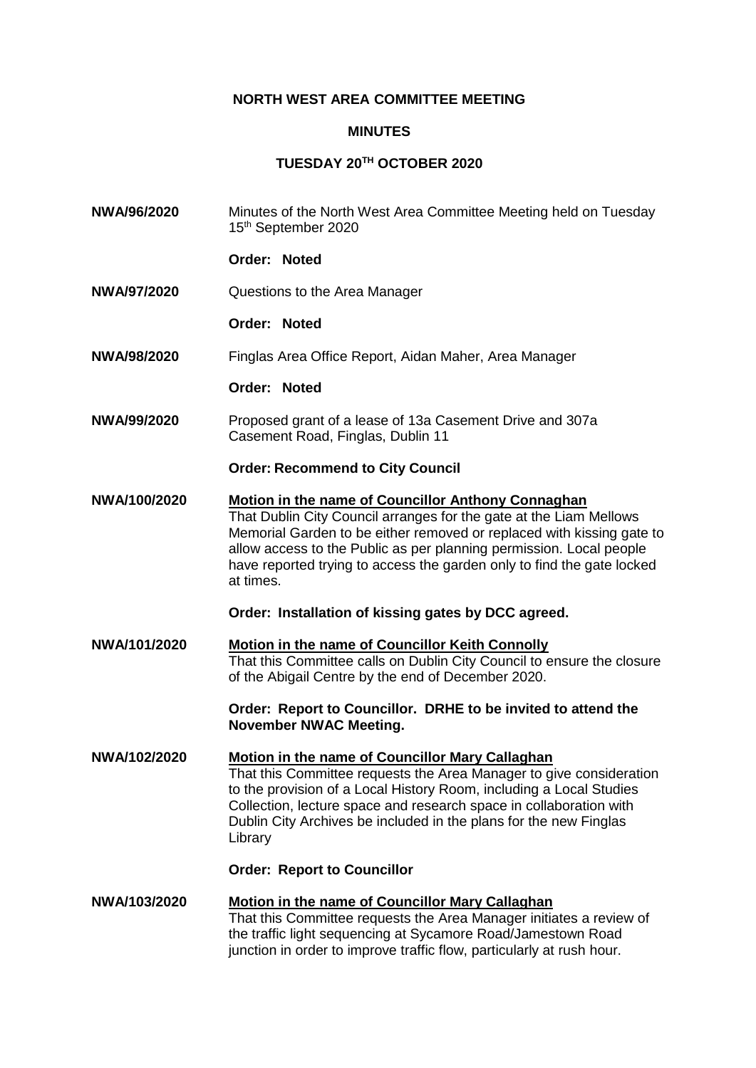# NORTH WEST AREA COMMITTEE MEETING

## MINUTES

## TUESDAY 20TH OCTOBER 2020

**NWA/96/2020** Minutes of the North West Area Committee Meeting held on Tuesday 15th September 2020

**Order: Noted**

**NWA/97/2020** Questions to the Area Manager

**Order: Noted**

**NWA/98/2020** Finglas Area Office Report, Aidan Maher, Area Manager

**Order: Noted**

**NWA/99/2020** Proposed grant of a lease of 13a Casement Drive and 307a Casement Road, Finglas, Dublin 11

**Order: Recommend to City Council**

**NWA/100/2020** **Motion in the name of Councillor Anthony Connaghan**
That Dublin City Council arranges for the gate at the Liam Mellows Memorial Garden to be either removed or replaced with kissing gate to allow access to the Public as per planning permission. Local people have reported trying to access the garden only to find the gate locked at times.

**Order: Installation of kissing gates by DCC agreed.**

**NWA/101/2020** **Motion in the name of Councillor Keith Connolly**
That this Committee calls on Dublin City Council to ensure the closure of the Abigail Centre by the end of December 2020.

**Order: Report to Councillor. DRHE to be invited to attend the November NWAC Meeting.**

**NWA/102/2020** **Motion in the name of Councillor Mary Callaghan**
That this Committee requests the Area Manager to give consideration to the provision of a Local History Room, including a Local Studies Collection, lecture space and research space in collaboration with Dublin City Archives be included in the plans for the new Finglas Library

**Order: Report to Councillor**

**NWA/103/2020** **Motion in the name of Councillor Mary Callaghan**
That this Committee requests the Area Manager initiates a review of the traffic light sequencing at Sycamore Road/Jamestown Road junction in order to improve traffic flow, particularly at rush hour.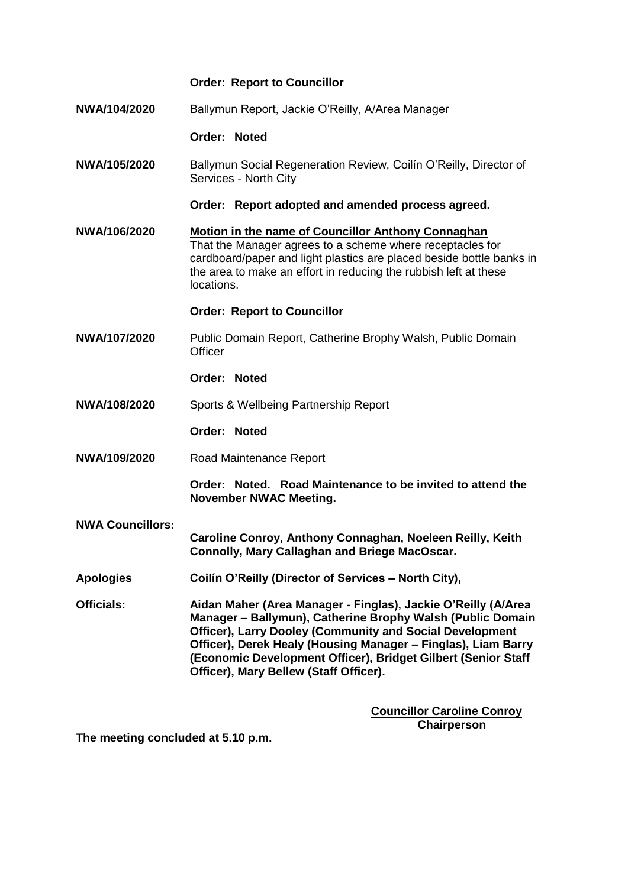**Order: Report to Councillor**

**NWA/104/2020** Ballymun Report, Jackie O'Reilly, A/Area Manager

**Order: Noted**

**NWA/105/2020** Ballymun Social Regeneration Review, Coilín O'Reilly, Director of Services - North City

**Order: Report adopted and amended process agreed.**

**NWA/106/2020** **Motion in the name of Councillor Anthony Connaghan**
That the Manager agrees to a scheme where receptacles for cardboard/paper and light plastics are placed beside bottle banks in the area to make an effort in reducing the rubbish left at these locations.

**Order: Report to Councillor**

**NWA/107/2020** Public Domain Report, Catherine Brophy Walsh, Public Domain Officer

**Order: Noted**

**NWA/108/2020** Sports & Wellbeing Partnership Report

**Order: Noted**

**NWA/109/2020** Road Maintenance Report

**Order: Noted. Road Maintenance to be invited to attend the November NWAC Meeting.**

**NWA Councillors:** **Caroline Conroy, Anthony Connaghan, Noeleen Reilly, Keith Connolly, Mary Callaghan and Briege MacOscar.**

**Apologies** **Coilín O'Reilly (Director of Services – North City),**

**Officials:** **Aidan Maher (Area Manager - Finglas), Jackie O'Reilly (A/Area Manager – Ballymun), Catherine Brophy Walsh (Public Domain Officer), Larry Dooley (Community and Social Development Officer), Derek Healy (Housing Manager – Finglas), Liam Barry (Economic Development Officer), Bridget Gilbert (Senior Staff Officer), Mary Bellew (Staff Officer).**

**Councillor Caroline Conroy**
**Chairperson**

**The meeting concluded at 5.10 p.m.**